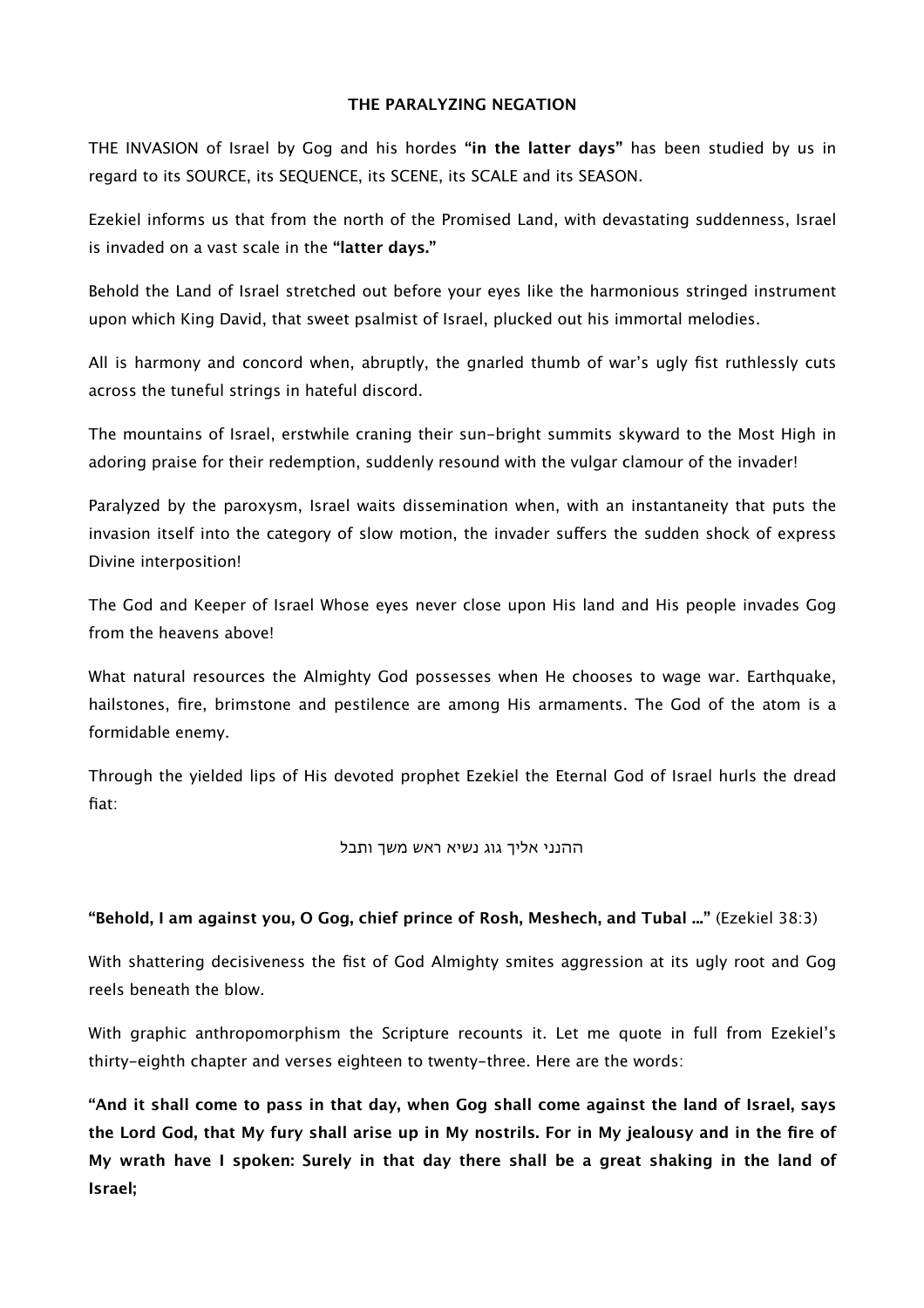## THE PARALYZING NEGATION

THE INVASION of Israel by Gog and his hordes **"in the latter days"** has been studied by us in regard to its SOURCE, its SEQUENCE, its SCENE, its SCALE and its SEASON.

Ezekiel informs us that from the north of the Promised Land, with devastating suddenness, Israel is invaded on a vast scale in the **"latter days."**

Behold the Land of Israel stretched out before your eyes like the harmonious stringed instrument upon which King David, that sweet psalmist of Israel, plucked out his immortal melodies.

All is harmony and concord when, abruptly, the gnarled thumb of war's ugly fist ruthlessly cuts across the tuneful strings in hateful discord.

The mountains of Israel, erstwhile craning their sun-bright summits skyward to the Most High in adoring praise for their redemption, suddenly resound with the vulgar clamour of the invader!

Paralyzed by the paroxysm, Israel waits dissemination when, with an instantaneity that puts the invasion itself into the category of slow motion, the invader suffers the sudden shock of express Divine interposition!

The God and Keeper of Israel Whose eyes never close upon His land and His people invades Gog from the heavens above!

What natural resources the Almighty God possesses when He chooses to wage war. Earthquake, hailstones, fire, brimstone and pestilence are among His armaments. The God of the atom is a formidable enemy.

Through the yielded lips of His devoted prophet Ezekiel the Eternal God of Israel hurls the dread fiat:

ההנני אליך גוג נשיא ראש משך ותבל

**"Behold, I am against you, O Gog, chief prince of Rosh, Meshech, and Tubal …"** (Ezekiel 38:3)

With shattering decisiveness the fist of God Almighty smites aggression at its ugly root and Gog reels beneath the blow.

With graphic anthropomorphism the Scripture recounts it. Let me quote in full from Ezekiel's thirty-eighth chapter and verses eighteen to twenty-three. Here are the words:

**"And it shall come to pass in that day, when Gog shall come against the land of Israel, says the Lord God, that My fury shall arise up in My nostrils. For in My jealousy and in the fire of My wrath have I spoken: Surely in that day there shall be a great shaking in the land of Israel;**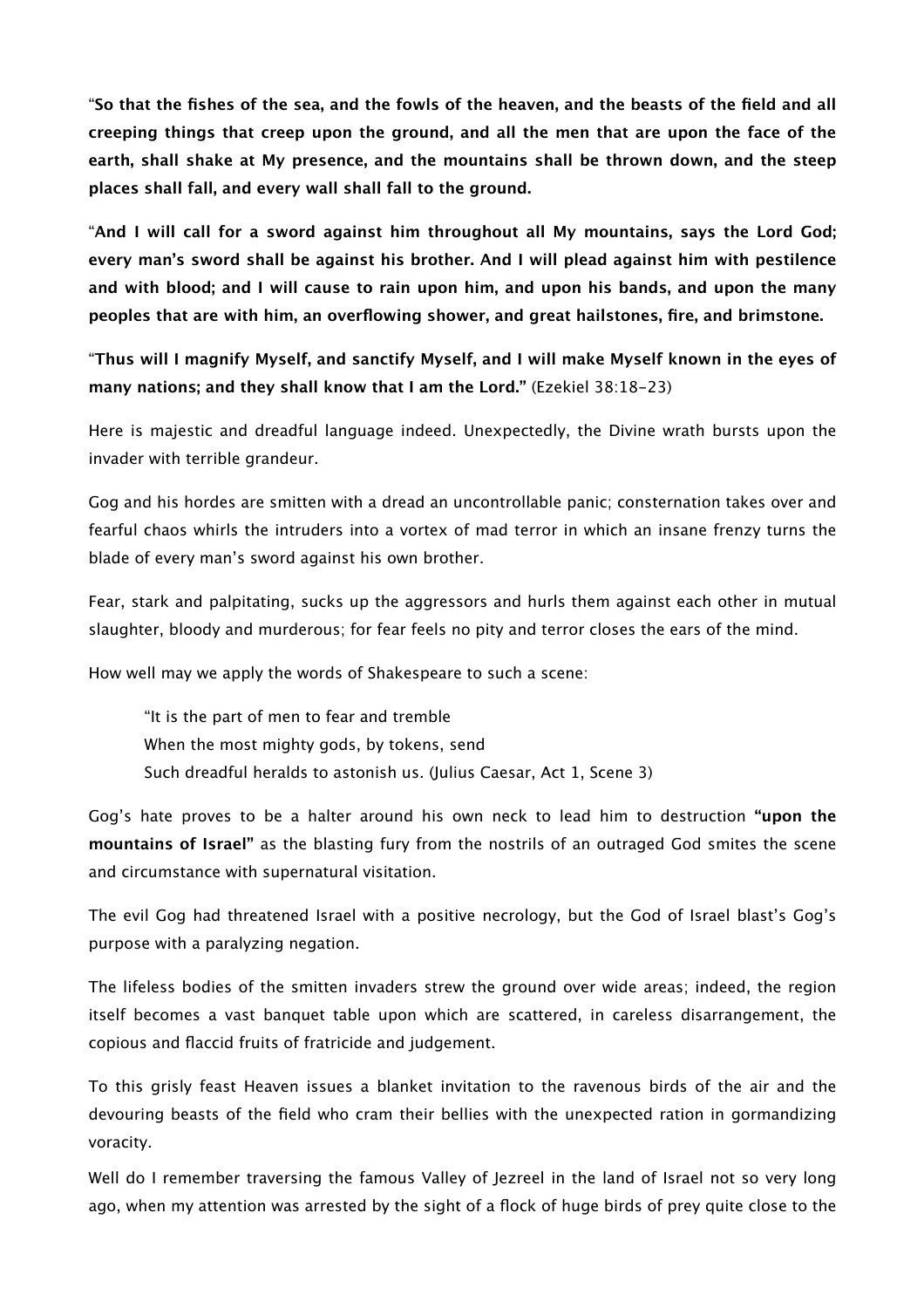"**So that the fishes of the sea, and the fowls of the heaven, and the beasts of the field and all creeping things that creep upon the ground, and all the men that are upon the face of the earth, shall shake at My presence, and the mountains shall be thrown down, and the steep places shall fall, and every wall shall fall to the ground.**

"**And I will call for a sword against him throughout all My mountains, says the Lord God; every man's sword shall be against his brother. And I will plead against him with pestilence and with blood; and I will cause to rain upon him, and upon his bands, and upon the many peoples that are with him, an overflowing shower, and great hailstones, fire, and brimstone.**

"**Thus will I magnify Myself, and sanctify Myself, and I will make Myself known in the eyes of many nations; and they shall know that I am the Lord."** (Ezekiel 38:18-23)

Here is majestic and dreadful language indeed. Unexpectedly, the Divine wrath bursts upon the invader with terrible grandeur.

Gog and his hordes are smitten with a dread an uncontrollable panic; consternation takes over and fearful chaos whirls the intruders into a vortex of mad terror in which an insane frenzy turns the blade of every man's sword against his own brother.

Fear, stark and palpitating, sucks up the aggressors and hurls them against each other in mutual slaughter, bloody and murderous; for fear feels no pity and terror closes the ears of the mind.

How well may we apply the words of Shakespeare to such a scene:

> "It is the part of men to fear and tremble
> When the most mighty gods, by tokens, send
> Such dreadful heralds to astonish us. (Julius Caesar, Act 1, Scene 3)

Gog's hate proves to be a halter around his own neck to lead him to destruction **"upon the mountains of Israel"** as the blasting fury from the nostrils of an outraged God smites the scene and circumstance with supernatural visitation.

The evil Gog had threatened Israel with a positive necrology, but the God of Israel blast's Gog's purpose with a paralyzing negation.

The lifeless bodies of the smitten invaders strew the ground over wide areas; indeed, the region itself becomes a vast banquet table upon which are scattered, in careless disarrangement, the copious and flaccid fruits of fratricide and judgement.

To this grisly feast Heaven issues a blanket invitation to the ravenous birds of the air and the devouring beasts of the field who cram their bellies with the unexpected ration in gormandizing voracity.

Well do I remember traversing the famous Valley of Jezreel in the land of Israel not so very long ago, when my attention was arrested by the sight of a flock of huge birds of prey quite close to the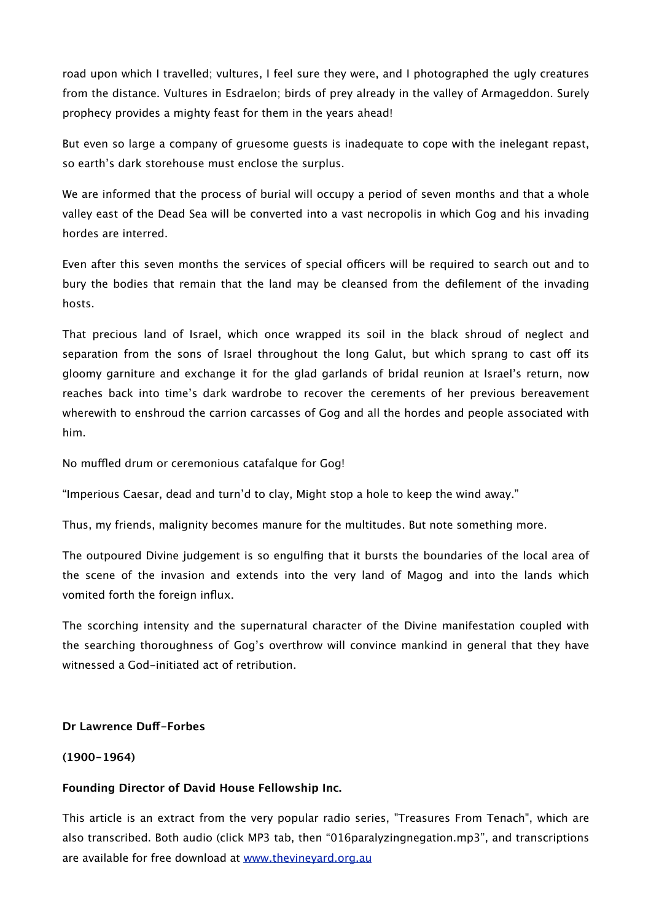road upon which I travelled; vultures, I feel sure they were, and I photographed the ugly creatures from the distance. Vultures in Esdraelon; birds of prey already in the valley of Armageddon. Surely prophecy provides a mighty feast for them in the years ahead!

But even so large a company of gruesome guests is inadequate to cope with the inelegant repast, so earth's dark storehouse must enclose the surplus.

We are informed that the process of burial will occupy a period of seven months and that a whole valley east of the Dead Sea will be converted into a vast necropolis in which Gog and his invading hordes are interred.

Even after this seven months the services of special officers will be required to search out and to bury the bodies that remain that the land may be cleansed from the defilement of the invading hosts.

That precious land of Israel, which once wrapped its soil in the black shroud of neglect and separation from the sons of Israel throughout the long Galut, but which sprang to cast off its gloomy garniture and exchange it for the glad garlands of bridal reunion at Israel's return, now reaches back into time's dark wardrobe to recover the cerements of her previous bereavement wherewith to enshroud the carrion carcasses of Gog and all the hordes and people associated with him.

No muffled drum or ceremonious catafalque for Gog!

"Imperious Caesar, dead and turn'd to clay, Might stop a hole to keep the wind away."

Thus, my friends, malignity becomes manure for the multitudes. But note something more.

The outpoured Divine judgement is so engulfing that it bursts the boundaries of the local area of the scene of the invasion and extends into the very land of Magog and into the lands which vomited forth the foreign influx.

The scorching intensity and the supernatural character of the Divine manifestation coupled with the searching thoroughness of Gog's overthrow will convince mankind in general that they have witnessed a God-initiated act of retribution.

**Dr Lawrence Duff-Forbes**

**(1900-1964)**

**Founding Director of David House Fellowship Inc.**

This article is an extract from the very popular radio series, "Treasures From Tenach", which are also transcribed. Both audio (click MP3 tab, then "016paralyzingnegation.mp3", and transcriptions are available for free download at [www.thevineyard.org.au](http://www.thevineyard.org.au)